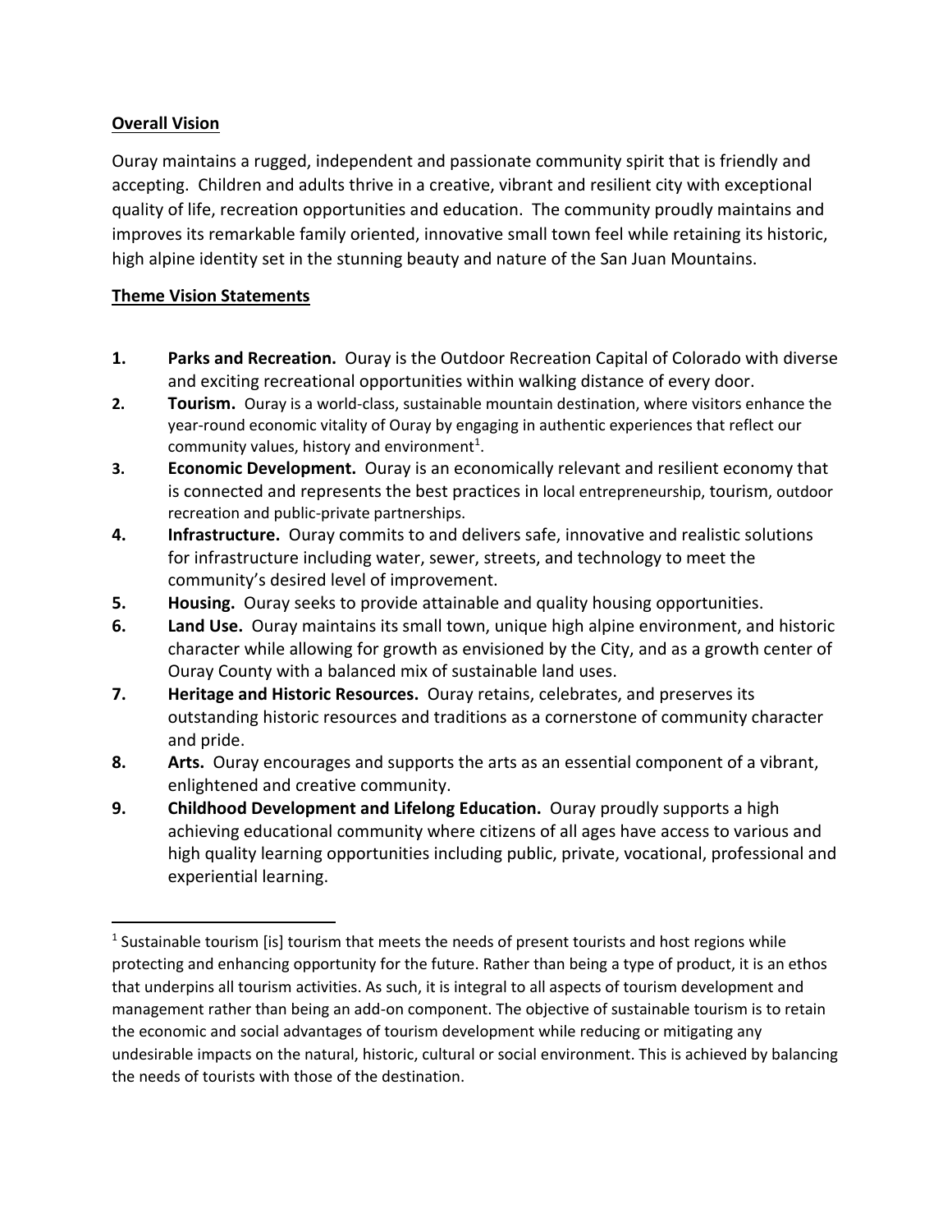**Overall Vision**

Ouray maintains a rugged, independent and passionate community spirit that is friendly and accepting. Children and adults thrive in a creative, vibrant and resilient city with exceptional quality of life, recreation opportunities and education. The community proudly maintains and improves its remarkable family oriented, innovative small town feel while retaining its historic, high alpine identity set in the stunning beauty and nature of the San Juan Mountains.

**Theme Vision Statements**

1. **Parks and Recreation.** Ouray is the Outdoor Recreation Capital of Colorado with diverse and exciting recreational opportunities within walking distance of every door.
2. **Tourism.** Ouray is a world-class, sustainable mountain destination, where visitors enhance the year-round economic vitality of Ouray by engaging in authentic experiences that reflect our community values, history and environment[1].
3. **Economic Development.** Ouray is an economically relevant and resilient economy that is connected and represents the best practices in local entrepreneurship, tourism, outdoor recreation and public-private partnerships.
4. **Infrastructure.** Ouray commits to and delivers safe, innovative and realistic solutions for infrastructure including water, sewer, streets, and technology to meet the community's desired level of improvement.
5. **Housing.** Ouray seeks to provide attainable and quality housing opportunities.
6. **Land Use.** Ouray maintains its small town, unique high alpine environment, and historic character while allowing for growth as envisioned by the City, and as a growth center of Ouray County with a balanced mix of sustainable land uses.
7. **Heritage and Historic Resources.** Ouray retains, celebrates, and preserves its outstanding historic resources and traditions as a cornerstone of community character and pride.
8. **Arts.** Ouray encourages and supports the arts as an essential component of a vibrant, enlightened and creative community.
9. **Childhood Development and Lifelong Education.** Ouray proudly supports a high achieving educational community where citizens of all ages have access to various and high quality learning opportunities including public, private, vocational, professional and experiential learning.

---

[1] Sustainable tourism [is] tourism that meets the needs of present tourists and host regions while protecting and enhancing opportunity for the future. Rather than being a type of product, it is an ethos that underpins all tourism activities. As such, it is integral to all aspects of tourism development and management rather than being an add-on component. The objective of sustainable tourism is to retain the economic and social advantages of tourism development while reducing or mitigating any undesirable impacts on the natural, historic, cultural or social environment. This is achieved by balancing the needs of tourists with those of the destination.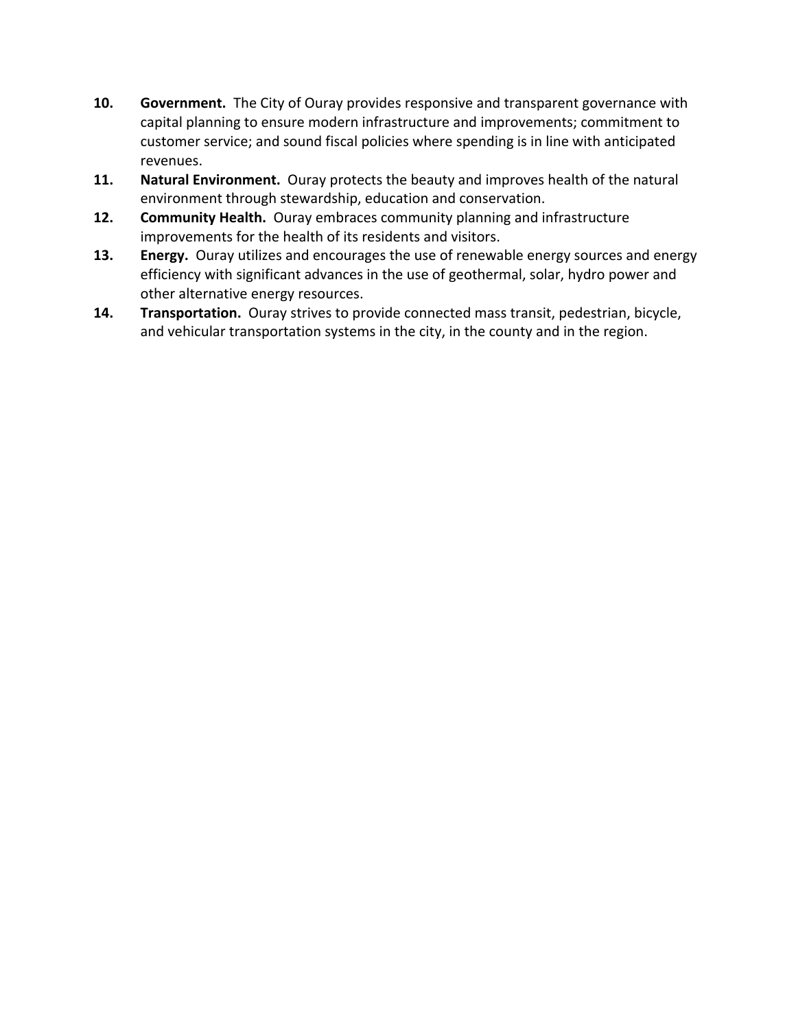10. **Government.** The City of Ouray provides responsive and transparent governance with capital planning to ensure modern infrastructure and improvements; commitment to customer service; and sound fiscal policies where spending is in line with anticipated revenues.
11. **Natural Environment.** Ouray protects the beauty and improves health of the natural environment through stewardship, education and conservation.
12. **Community Health.** Ouray embraces community planning and infrastructure improvements for the health of its residents and visitors.
13. **Energy.** Ouray utilizes and encourages the use of renewable energy sources and energy efficiency with significant advances in the use of geothermal, solar, hydro power and other alternative energy resources.
14. **Transportation.** Ouray strives to provide connected mass transit, pedestrian, bicycle, and vehicular transportation systems in the city, in the county and in the region.